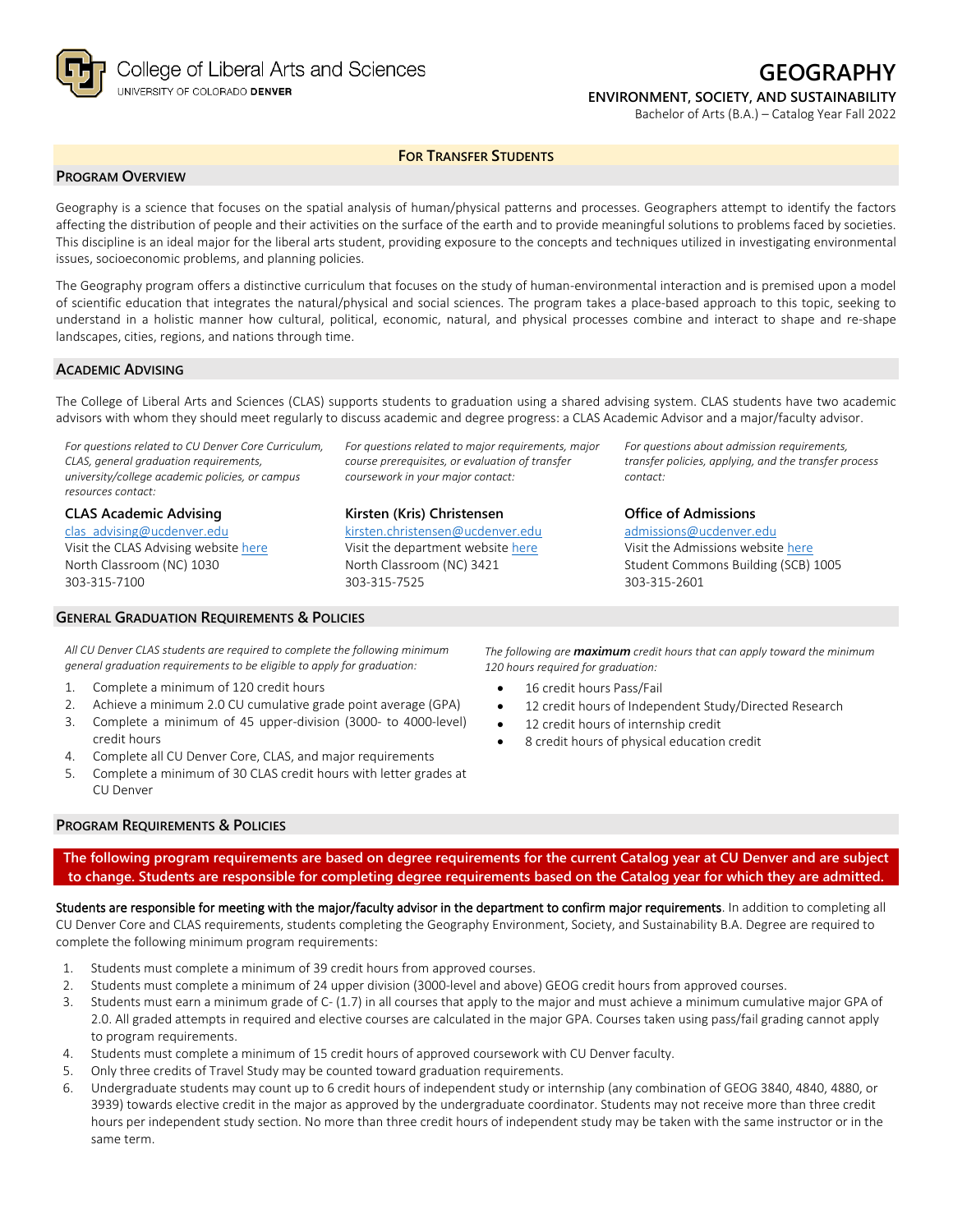College of Liberal Arts and Sciences
UNIVERSITY OF COLORADO **DENVER**

# GEOGRAPHY

**ENVIRONMENT, SOCIETY, AND SUSTAINABILITY**

Bachelor of Arts (B.A.) – Catalog Year Fall 2022

**FOR TRANSFER STUDENTS**

## PROGRAM OVERVIEW

Geography is a science that focuses on the spatial analysis of human/physical patterns and processes. Geographers attempt to identify the factors affecting the distribution of people and their activities on the surface of the earth and to provide meaningful solutions to problems faced by societies. This discipline is an ideal major for the liberal arts student, providing exposure to the concepts and techniques utilized in investigating environmental issues, socioeconomic problems, and planning policies.

The Geography program offers a distinctive curriculum that focuses on the study of human-environmental interaction and is premised upon a model of scientific education that integrates the natural/physical and social sciences. The program takes a place-based approach to this topic, seeking to understand in a holistic manner how cultural, political, economic, natural, and physical processes combine and interact to shape and re-shape landscapes, cities, regions, and nations through time.

## ACADEMIC ADVISING

The College of Liberal Arts and Sciences (CLAS) supports students to graduation using a shared advising system. CLAS students have two academic advisors with whom they should meet regularly to discuss academic and degree progress: a CLAS Academic Advisor and a major/faculty advisor.

*For questions related to CU Denver Core Curriculum, CLAS, general graduation requirements, university/college academic policies, or campus resources contact:*

**CLAS Academic Advising**
clas_advising@ucdenver.edu
Visit the CLAS Advising website here
North Classroom (NC) 1030
303-315-7100

*For questions related to major requirements, major course prerequisites, or evaluation of transfer coursework in your major contact:*

**Kirsten (Kris) Christensen**
kirsten.christensen@ucdenver.edu
Visit the department website here
North Classroom (NC) 3421
303-315-7525

*For questions about admission requirements, transfer policies, applying, and the transfer process contact:*

**Office of Admissions**
admissions@ucdenver.edu
Visit the Admissions website here
Student Commons Building (SCB) 1005
303-315-2601

## GENERAL GRADUATION REQUIREMENTS & POLICIES

*All CU Denver CLAS students are required to complete the following minimum general graduation requirements to be eligible to apply for graduation:*

1. Complete a minimum of 120 credit hours
2. Achieve a minimum 2.0 CU cumulative grade point average (GPA)
3. Complete a minimum of 45 upper-division (3000- to 4000-level) credit hours
4. Complete all CU Denver Core, CLAS, and major requirements
5. Complete a minimum of 30 CLAS credit hours with letter grades at CU Denver

*The following are **maximum** credit hours that can apply toward the minimum 120 hours required for graduation:*

- 16 credit hours Pass/Fail
- 12 credit hours of Independent Study/Directed Research
- 12 credit hours of internship credit
- 8 credit hours of physical education credit

## PROGRAM REQUIREMENTS & POLICIES

**The following program requirements are based on degree requirements for the current Catalog year at CU Denver and are subject to change. Students are responsible for completing degree requirements based on the Catalog year for which they are admitted.**

Students are responsible for meeting with the major/faculty advisor in the department to confirm major requirements. In addition to completing all CU Denver Core and CLAS requirements, students completing the Geography Environment, Society, and Sustainability B.A. Degree are required to complete the following minimum program requirements:

1. Students must complete a minimum of 39 credit hours from approved courses.
2. Students must complete a minimum of 24 upper division (3000-level and above) GEOG credit hours from approved courses.
3. Students must earn a minimum grade of C- (1.7) in all courses that apply to the major and must achieve a minimum cumulative major GPA of 2.0. All graded attempts in required and elective courses are calculated in the major GPA. Courses taken using pass/fail grading cannot apply to program requirements.
4. Students must complete a minimum of 15 credit hours of approved coursework with CU Denver faculty.
5. Only three credits of Travel Study may be counted toward graduation requirements.
6. Undergraduate students may count up to 6 credit hours of independent study or internship (any combination of GEOG 3840, 4840, 4880, or 3939) towards elective credit in the major as approved by the undergraduate coordinator. Students may not receive more than three credit hours per independent study section. No more than three credit hours of independent study may be taken with the same instructor or in the same term.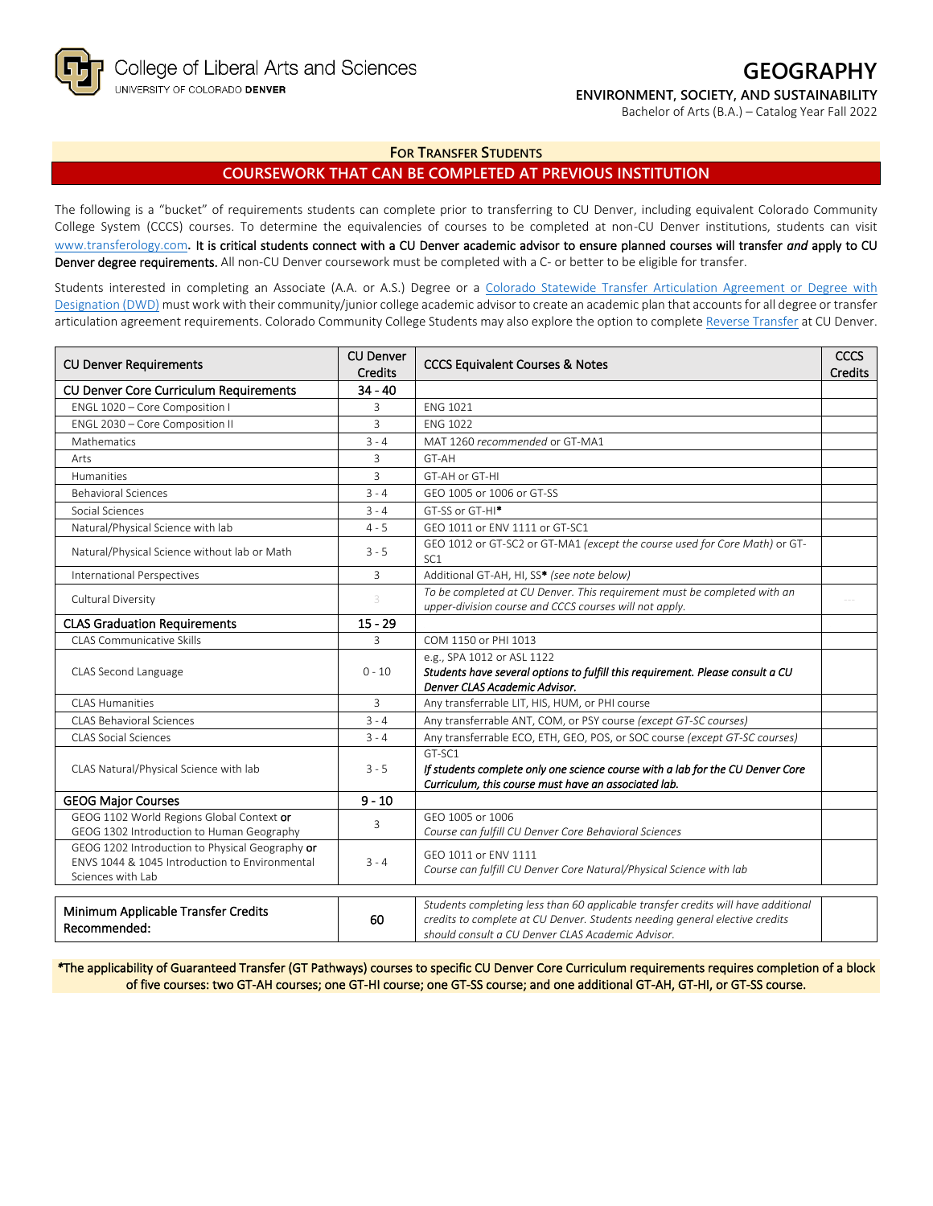College of Liberal Arts and Sciences
UNIVERSITY OF COLORADO DENVER

# GEOGRAPHY

**ENVIRONMENT, SOCIETY, AND SUSTAINABILITY**

Bachelor of Arts (B.A.) – Catalog Year Fall 2022

## FOR TRANSFER STUDENTS

## COURSEWORK THAT CAN BE COMPLETED AT PREVIOUS INSTITUTION

The following is a "bucket" of requirements students can complete prior to transferring to CU Denver, including equivalent Colorado Community College System (CCCS) courses. To determine the equivalencies of courses to be completed at non-CU Denver institutions, students can visit www.transferology.com**. It is critical students connect with a CU Denver academic advisor to ensure planned courses will transfer *and* apply to CU Denver degree requirements.** All non-CU Denver coursework must be completed with a C- or better to be eligible for transfer.

Students interested in completing an Associate (A.A. or A.S.) Degree or a Colorado Statewide Transfer Articulation Agreement or Degree with Designation (DWD) must work with their community/junior college academic advisor to create an academic plan that accounts for all degree or transfer articulation agreement requirements. Colorado Community College Students may also explore the option to complete Reverse Transfer at CU Denver.

| CU Denver Requirements | CU Denver Credits | CCCS Equivalent Courses & Notes | CCCS Credits |
|---|---|---|---|
| **CU Denver Core Curriculum Requirements** | **34 - 40** | | |
| ENGL 1020 – Core Composition I | 3 | ENG 1021 | |
| ENGL 2030 – Core Composition II | 3 | ENG 1022 | |
| Mathematics | 3 - 4 | MAT 1260 *recommended* or GT-MA1 | |
| Arts | 3 | GT-AH | |
| Humanities | 3 | GT-AH or GT-HI | |
| Behavioral Sciences | 3 - 4 | GEO 1005 or 1006 or GT-SS | |
| Social Sciences | 3 - 4 | GT-SS or GT-HI* | |
| Natural/Physical Science with lab | 4 - 5 | GEO 1011 or ENV 1111 or GT-SC1 | |
| Natural/Physical Science without lab or Math | 3 - 5 | GEO 1012 or GT-SC2 or GT-MA1 *(except the course used for Core Math)* or GT-SC1 | |
| International Perspectives | 3 | Additional GT-AH, HI, SS* *(see note below)* | |
| Cultural Diversity | 3 | *To be completed at CU Denver. This requirement must be completed with an upper-division course and CCCS courses will not apply.* | --- |
| **CLAS Graduation Requirements** | **15 - 29** | | |
| CLAS Communicative Skills | 3 | COM 1150 or PHI 1013 | |
| CLAS Second Language | 0 - 10 | e.g., SPA 1012 or ASL 1122 ***Students have several options to fulfill this requirement. Please consult a CU Denver CLAS Academic Advisor.*** | |
| CLAS Humanities | 3 | Any transferrable LIT, HIS, HUM, or PHI course | |
| CLAS Behavioral Sciences | 3 - 4 | Any transferrable ANT, COM, or PSY course *(except GT-SC courses)* | |
| CLAS Social Sciences | 3 - 4 | Any transferrable ECO, ETH, GEO, POS, or SOC course *(except GT-SC courses)* | |
| CLAS Natural/Physical Science with lab | 3 - 5 | GT-SC1 ***If students complete only one science course with a lab for the CU Denver Core Curriculum, this course must have an associated lab.*** | |
| **GEOG Major Courses** | **9 - 10** | | |
| GEOG 1102 World Regions Global Context **or** GEOG 1302 Introduction to Human Geography | 3 | GEO 1005 or 1006 *Course can fulfill CU Denver Core Behavioral Sciences* | |
| GEOG 1202 Introduction to Physical Geography **or** ENVS 1044 & 1045 Introduction to Environmental Sciences with Lab | 3 - 4 | GEO 1011 or ENV 1111 *Course can fulfill CU Denver Core Natural/Physical Science with lab* | |
| **Minimum Applicable Transfer Credits Recommended:** | **60** | *Students completing less than 60 applicable transfer credits will have additional credits to complete at CU Denver. Students needing general elective credits should consult a CU Denver CLAS Academic Advisor.* | |

*The applicability of Guaranteed Transfer (GT Pathways) courses to specific CU Denver Core Curriculum requirements requires completion of a block of five courses: two GT-AH courses; one GT-HI course; one GT-SS course; and one additional GT-AH, GT-HI, or GT-SS course.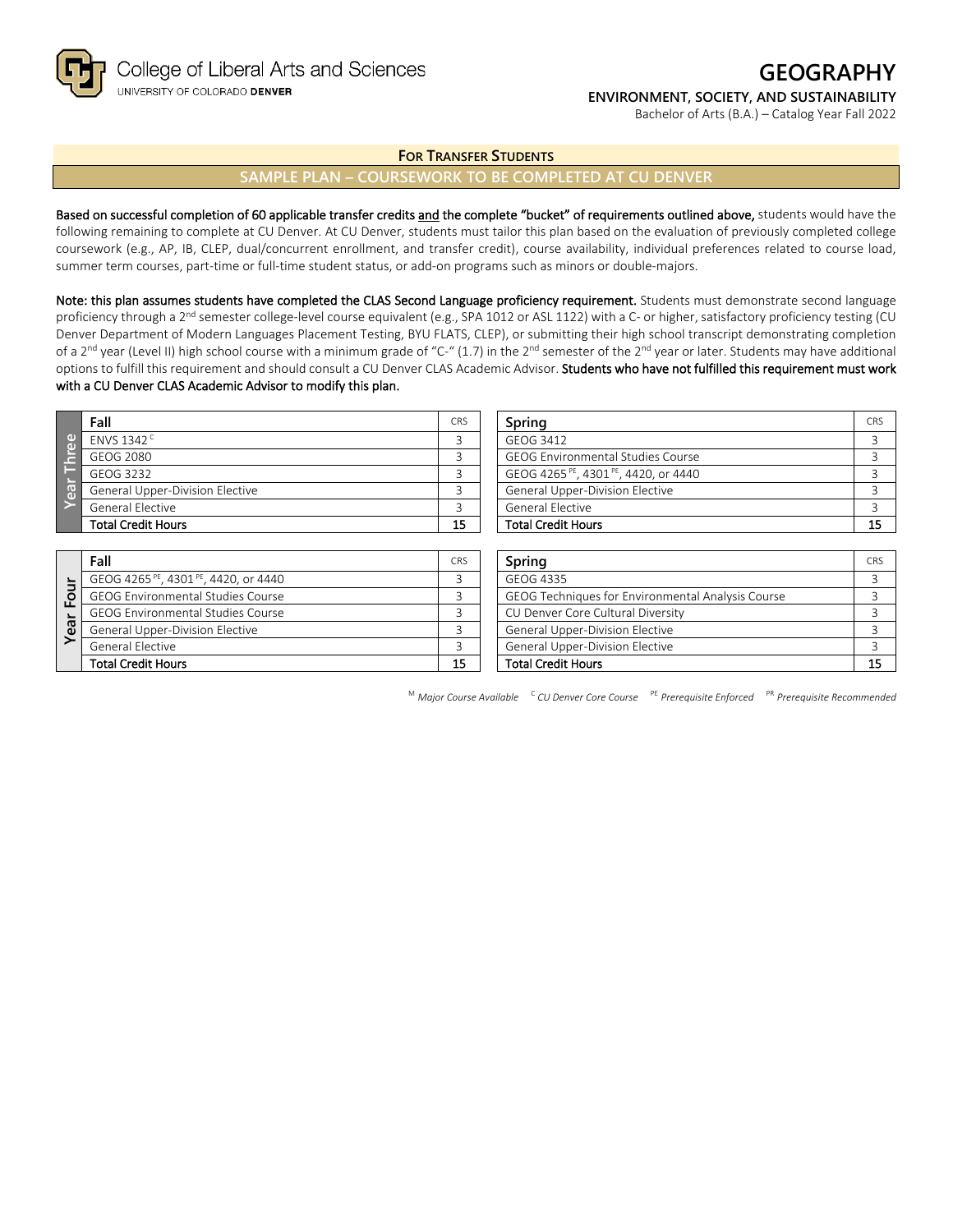# GEOGRAPHY

**ENVIRONMENT, SOCIETY, AND SUSTAINABILITY**

Bachelor of Arts (B.A.) – Catalog Year Fall 2022

College of Liberal Arts and Sciences
UNIVERSITY OF COLORADO DENVER

## FOR TRANSFER STUDENTS

## SAMPLE PLAN – COURSEWORK TO BE COMPLETED AT CU DENVER

**Based on successful completion of 60 applicable transfer credits and the complete "bucket" of requirements outlined above,** students would have the following remaining to complete at CU Denver. At CU Denver, students must tailor this plan based on the evaluation of previously completed college coursework (e.g., AP, IB, CLEP, dual/concurrent enrollment, and transfer credit), course availability, individual preferences related to course load, summer term courses, part-time or full-time student status, or add-on programs such as minors or double-majors.

**Note: this plan assumes students have completed the CLAS Second Language proficiency requirement.** Students must demonstrate second language proficiency through a 2nd semester college-level course equivalent (e.g., SPA 1012 or ASL 1122) with a C- or higher, satisfactory proficiency testing (CU Denver Department of Modern Languages Placement Testing, BYU FLATS, CLEP), or submitting their high school transcript demonstrating completion of a 2nd year (Level II) high school course with a minimum grade of "C-" (1.7) in the 2nd semester of the 2nd year or later. Students may have additional options to fulfill this requirement and should consult a CU Denver CLAS Academic Advisor. **Students who have not fulfilled this requirement must work with a CU Denver CLAS Academic Advisor to modify this plan.**

### Year Three

| Fall | CRS |
|---|---|
| ENVS 1342 [C] | 3 |
| GEOG 2080 | 3 |
| GEOG 3232 | 3 |
| General Upper-Division Elective | 3 |
| General Elective | 3 |
| **Total Credit Hours** | **15** |

| Spring | CRS |
|---|---|
| GEOG 3412 | 3 |
| GEOG Environmental Studies Course | 3 |
| GEOG 4265 [PE], 4301 [PE], 4420, or 4440 | 3 |
| General Upper-Division Elective | 3 |
| General Elective | 3 |
| **Total Credit Hours** | **15** |

### Year Four

| Fall | CRS |
|---|---|
| GEOG 4265 [PE], 4301 [PE], 4420, or 4440 | 3 |
| GEOG Environmental Studies Course | 3 |
| GEOG Environmental Studies Course | 3 |
| General Upper-Division Elective | 3 |
| General Elective | 3 |
| **Total Credit Hours** | **15** |

| Spring | CRS |
|---|---|
| GEOG 4335 | 3 |
| GEOG Techniques for Environmental Analysis Course | 3 |
| CU Denver Core Cultural Diversity | 3 |
| General Upper-Division Elective | 3 |
| General Upper-Division Elective | 3 |
| **Total Credit Hours** | **15** |

*[M] Major Course Available [C] CU Denver Core Course [PE] Prerequisite Enforced [PR] Prerequisite Recommended*